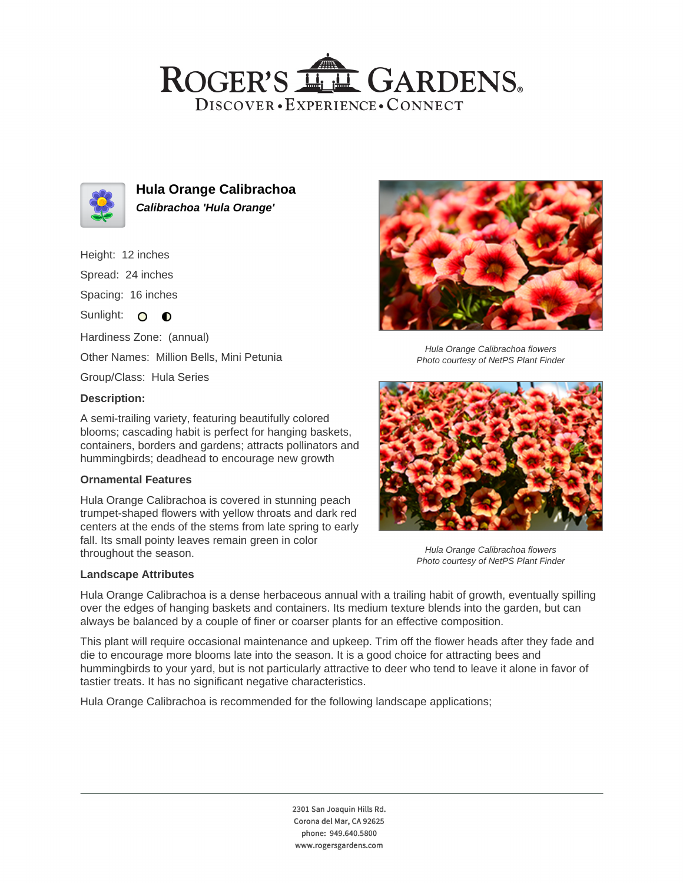# Hula Orange Calibrachoa

***Calibrachoa 'Hula Orange'***

Height: 12 inches

Spread: 24 inches

Spacing: 16 inches

Sunlight:

Hardiness Zone: (annual)

Other Names: Million Bells, Mini Petunia

Group/Class: Hula Series

### Description:

A semi-trailing variety, featuring beautifully colored blooms; cascading habit is perfect for hanging baskets, containers, borders and gardens; attracts pollinators and hummingbirds; deadhead to encourage new growth

### Ornamental Features

Hula Orange Calibrachoa is covered in stunning peach trumpet-shaped flowers with yellow throats and dark red centers at the ends of the stems from late spring to early fall. Its small pointy leaves remain green in color throughout the season.

*Hula Orange Calibrachoa flowers*
*Photo courtesy of NetPS Plant Finder*

*Hula Orange Calibrachoa flowers*
*Photo courtesy of NetPS Plant Finder*

### Landscape Attributes

Hula Orange Calibrachoa is a dense herbaceous annual with a trailing habit of growth, eventually spilling over the edges of hanging baskets and containers. Its medium texture blends into the garden, but can always be balanced by a couple of finer or coarser plants for an effective composition.

This plant will require occasional maintenance and upkeep. Trim off the flower heads after they fade and die to encourage more blooms late into the season. It is a good choice for attracting bees and hummingbirds to your yard, but is not particularly attractive to deer who tend to leave it alone in favor of tastier treats. It has no significant negative characteristics.

Hula Orange Calibrachoa is recommended for the following landscape applications;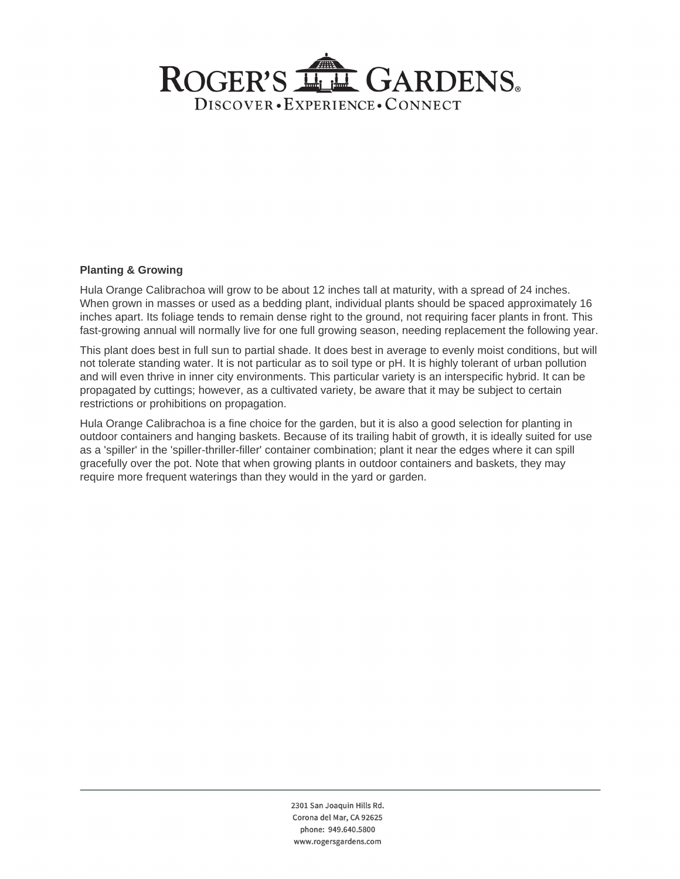**Planting & Growing**

Hula Orange Calibrachoa will grow to be about 12 inches tall at maturity, with a spread of 24 inches. When grown in masses or used as a bedding plant, individual plants should be spaced approximately 16 inches apart. Its foliage tends to remain dense right to the ground, not requiring facer plants in front. This fast-growing annual will normally live for one full growing season, needing replacement the following year.

This plant does best in full sun to partial shade. It does best in average to evenly moist conditions, but will not tolerate standing water. It is not particular as to soil type or pH. It is highly tolerant of urban pollution and will even thrive in inner city environments. This particular variety is an interspecific hybrid. It can be propagated by cuttings; however, as a cultivated variety, be aware that it may be subject to certain restrictions or prohibitions on propagation.

Hula Orange Calibrachoa is a fine choice for the garden, but it is also a good selection for planting in outdoor containers and hanging baskets. Because of its trailing habit of growth, it is ideally suited for use as a 'spiller' in the 'spiller-thriller-filler' container combination; plant it near the edges where it can spill gracefully over the pot. Note that when growing plants in outdoor containers and baskets, they may require more frequent waterings than they would in the yard or garden.